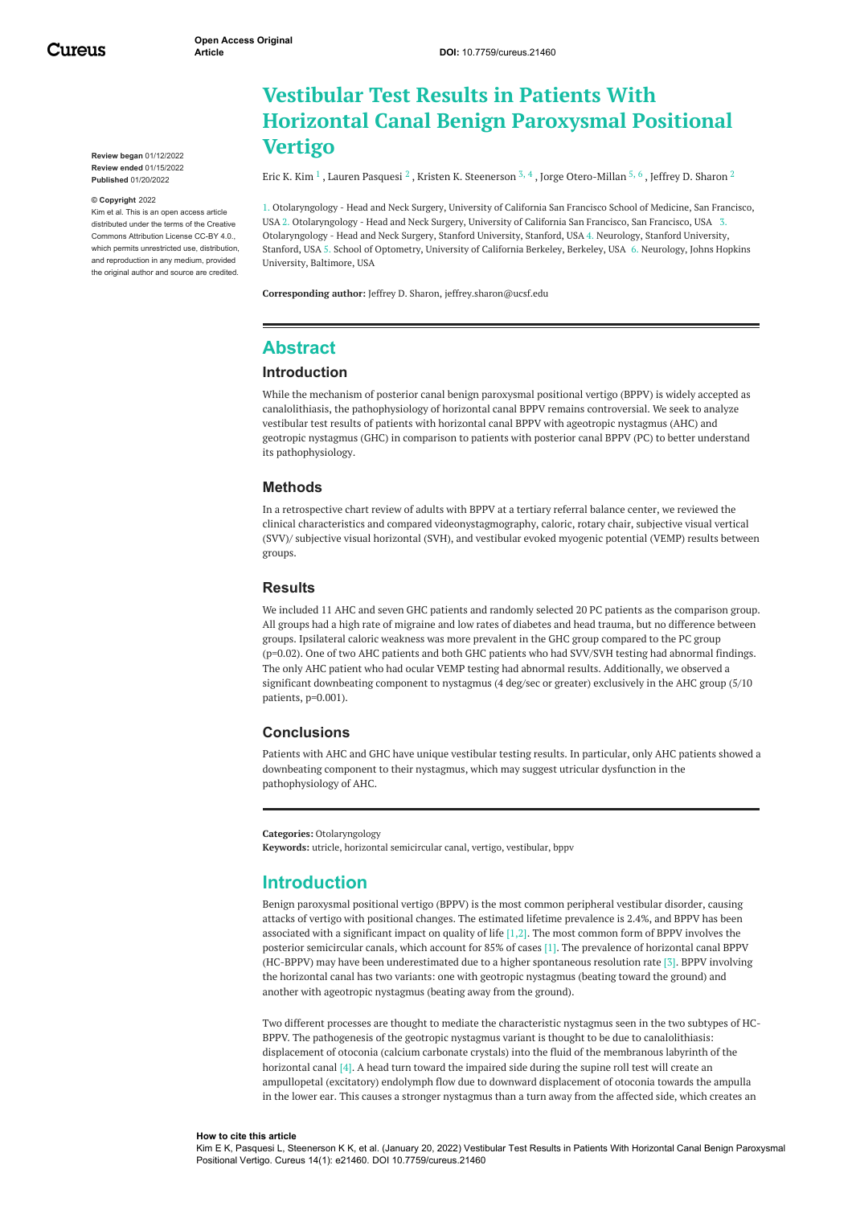# Vestibular Test Results in Patients With Horizontal Canal Benign Paroxysmal Positional Vertigo

**Review began** 01/12/2022
**Review ended** 01/15/2022
**Published** 01/20/2022

**© Copyright** 2022
Kim et al. This is an open access article distributed under the terms of the Creative Commons Attribution License CC-BY 4.0., which permits unrestricted use, distribution, and reproduction in any medium, provided the original author and source are credited.

Eric K. Kim [1], Lauren Pasquesi [2], Kristen K. Steenerson [3, 4], Jorge Otero-Millan [5, 6], Jeffrey D. Sharon [2]

1. Otolaryngology - Head and Neck Surgery, University of California San Francisco School of Medicine, San Francisco, USA 2. Otolaryngology - Head and Neck Surgery, University of California San Francisco, San Francisco, USA 3. Otolaryngology - Head and Neck Surgery, Stanford University, Stanford, USA 4. Neurology, Stanford University, Stanford, USA 5. School of Optometry, University of California Berkeley, Berkeley, USA 6. Neurology, Johns Hopkins University, Baltimore, USA

**Corresponding author:** Jeffrey D. Sharon, jeffrey.sharon@ucsf.edu

## Abstract

### Introduction

While the mechanism of posterior canal benign paroxysmal positional vertigo (BPPV) is widely accepted as canalolithiasis, the pathophysiology of horizontal canal BPPV remains controversial. We seek to analyze vestibular test results of patients with horizontal canal BPPV with ageotropic nystagmus (AHC) and geotropic nystagmus (GHC) in comparison to patients with posterior canal BPPV (PC) to better understand its pathophysiology.

### Methods

In a retrospective chart review of adults with BPPV at a tertiary referral balance center, we reviewed the clinical characteristics and compared videonystagmography, caloric, rotary chair, subjective visual vertical (SVV)/ subjective visual horizontal (SVH), and vestibular evoked myogenic potential (VEMP) results between groups.

### Results

We included 11 AHC and seven GHC patients and randomly selected 20 PC patients as the comparison group. All groups had a high rate of migraine and low rates of diabetes and head trauma, but no difference between groups. Ipsilateral caloric weakness was more prevalent in the GHC group compared to the PC group (p=0.02). One of two AHC patients and both GHC patients who had SVV/SVH testing had abnormal findings. The only AHC patient who had ocular VEMP testing had abnormal results. Additionally, we observed a significant downbeating component to nystagmus (4 deg/sec or greater) exclusively in the AHC group (5/10 patients, p=0.001).

### Conclusions

Patients with AHC and GHC have unique vestibular testing results. In particular, only AHC patients showed a downbeating component to their nystagmus, which may suggest utricular dysfunction in the pathophysiology of AHC.

**Categories:** Otolaryngology
**Keywords:** utricle, horizontal semicircular canal, vertigo, vestibular, bppv

## Introduction

Benign paroxysmal positional vertigo (BPPV) is the most common peripheral vestibular disorder, causing attacks of vertigo with positional changes. The estimated lifetime prevalence is 2.4%, and BPPV has been associated with a significant impact on quality of life [1,2]. The most common form of BPPV involves the posterior semicircular canals, which account for 85% of cases [1]. The prevalence of horizontal canal BPPV (HC-BPPV) may have been underestimated due to a higher spontaneous resolution rate [3]. BPPV involving the horizontal canal has two variants: one with geotropic nystagmus (beating toward the ground) and another with ageotropic nystagmus (beating away from the ground).

Two different processes are thought to mediate the characteristic nystagmus seen in the two subtypes of HC-BPPV. The pathogenesis of the geotropic nystagmus variant is thought to be due to canalolithiasis: displacement of otoconia (calcium carbonate crystals) into the fluid of the membranous labyrinth of the horizontal canal [4]. A head turn toward the impaired side during the supine roll test will create an ampullopetal (excitatory) endolymph flow due to downward displacement of otoconia towards the ampulla in the lower ear. This causes a stronger nystagmus than a turn away from the affected side, which creates an

**How to cite this article**
Kim E K, Pasquesi L, Steenerson K K, et al. (January 20, 2022) Vestibular Test Results in Patients With Horizontal Canal Benign Paroxysmal Positional Vertigo. Cureus 14(1): e21460. DOI 10.7759/cureus.21460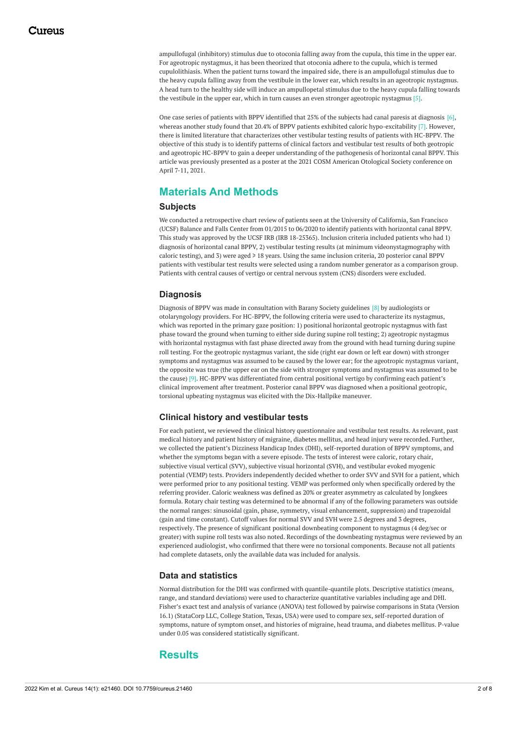ampullofugal (inhibitory) stimulus due to otoconia falling away from the cupula, this time in the upper ear. For ageotropic nystagmus, it has been theorized that otoconia adhere to the cupula, which is termed cupulolithiasis. When the patient turns toward the impaired side, there is an ampullofugal stimulus due to the heavy cupula falling away from the vestibule in the lower ear, which results in an ageotropic nystagmus. A head turn to the healthy side will induce an ampullopetal stimulus due to the heavy cupula falling towards the vestibule in the upper ear, which in turn causes an even stronger ageotropic nystagmus [5].

One case series of patients with BPPV identified that 25% of the subjects had canal paresis at diagnosis [6], whereas another study found that 20.4% of BPPV patients exhibited caloric hypo-excitability [7]. However, there is limited literature that characterizes other vestibular testing results of patients with HC-BPPV. The objective of this study is to identify patterns of clinical factors and vestibular test results of both geotropic and ageotropic HC-BPPV to gain a deeper understanding of the pathogenesis of horizontal canal BPPV. This article was previously presented as a poster at the 2021 COSM American Otological Society conference on April 7-11, 2021.

## Materials And Methods

### Subjects

We conducted a retrospective chart review of patients seen at the University of California, San Francisco (UCSF) Balance and Falls Center from 01/2015 to 06/2020 to identify patients with horizontal canal BPPV. This study was approved by the UCSF IRB (IRB 18-25365). Inclusion criteria included patients who had 1) diagnosis of horizontal canal BPPV, 2) vestibular testing results (at minimum videonystagmography with caloric testing), and 3) were aged ⩾ 18 years. Using the same inclusion criteria, 20 posterior canal BPPV patients with vestibular test results were selected using a random number generator as a comparison group. Patients with central causes of vertigo or central nervous system (CNS) disorders were excluded.

### Diagnosis

Diagnosis of BPPV was made in consultation with Barany Society guidelines [8] by audiologists or otolaryngology providers. For HC-BPPV, the following criteria were used to characterize its nystagmus, which was reported in the primary gaze position: 1) positional horizontal geotropic nystagmus with fast phase toward the ground when turning to either side during supine roll testing; 2) ageotropic nystagmus with horizontal nystagmus with fast phase directed away from the ground with head turning during supine roll testing. For the geotropic nystagmus variant, the side (right ear down or left ear down) with stronger symptoms and nystagmus was assumed to be caused by the lower ear; for the ageotropic nystagmus variant, the opposite was true (the upper ear on the side with stronger symptoms and nystagmus was assumed to be the cause) [9]. HC-BPPV was differentiated from central positional vertigo by confirming each patient's clinical improvement after treatment. Posterior canal BPPV was diagnosed when a positional geotropic, torsional upbeating nystagmus was elicited with the Dix-Hallpike maneuver.

### Clinical history and vestibular tests

For each patient, we reviewed the clinical history questionnaire and vestibular test results. As relevant, past medical history and patient history of migraine, diabetes mellitus, and head injury were recorded. Further, we collected the patient's Dizziness Handicap Index (DHI), self-reported duration of BPPV symptoms, and whether the symptoms began with a severe episode. The tests of interest were caloric, rotary chair, subjective visual vertical (SVV), subjective visual horizontal (SVH), and vestibular evoked myogenic potential (VEMP) tests. Providers independently decided whether to order SVV and SVH for a patient, which were performed prior to any positional testing. VEMP was performed only when specifically ordered by the referring provider. Caloric weakness was defined as 20% or greater asymmetry as calculated by Jongkees formula. Rotary chair testing was determined to be abnormal if any of the following parameters was outside the normal ranges: sinusoidal (gain, phase, symmetry, visual enhancement, suppression) and trapezoidal (gain and time constant). Cutoff values for normal SVV and SVH were 2.5 degrees and 3 degrees, respectively. The presence of significant positional downbeating component to nystagmus (4 deg/sec or greater) with supine roll tests was also noted. Recordings of the downbeating nystagmus were reviewed by an experienced audiologist, who confirmed that there were no torsional components. Because not all patients had complete datasets, only the available data was included for analysis.

### Data and statistics

Normal distribution for the DHI was confirmed with quantile-quantile plots. Descriptive statistics (means, range, and standard deviations) were used to characterize quantitative variables including age and DHI. Fisher's exact test and analysis of variance (ANOVA) test followed by pairwise comparisons in Stata (Version 16.1) (StataCorp LLC, College Station, Texas, USA) were used to compare sex, self-reported duration of symptoms, nature of symptom onset, and histories of migraine, head trauma, and diabetes mellitus. P-value under 0.05 was considered statistically significant.

## Results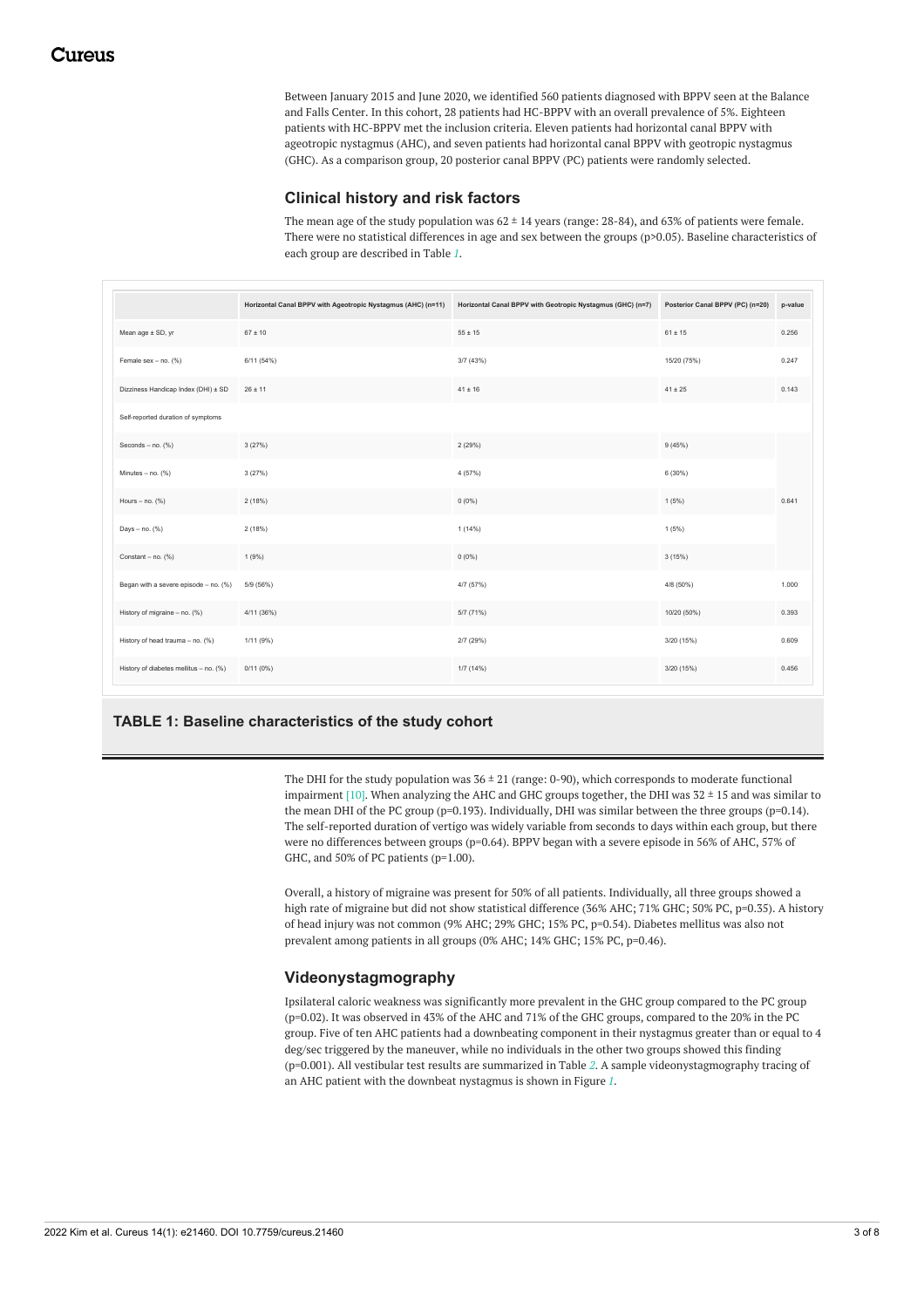Between January 2015 and June 2020, we identified 560 patients diagnosed with BPPV seen at the Balance and Falls Center. In this cohort, 28 patients had HC-BPPV with an overall prevalence of 5%. Eighteen patients with HC-BPPV met the inclusion criteria. Eleven patients had horizontal canal BPPV with ageotropic nystagmus (AHC), and seven patients had horizontal canal BPPV with geotropic nystagmus (GHC). As a comparison group, 20 posterior canal BPPV (PC) patients were randomly selected.

## Clinical history and risk factors

The mean age of the study population was 62 ± 14 years (range: 28-84), and 63% of patients were female. There were no statistical differences in age and sex between the groups (p>0.05). Baseline characteristics of each group are described in Table 1.

| | Horizontal Canal BPPV with Ageotropic Nystagmus (AHC) (n=11) | Horizontal Canal BPPV with Geotropic Nystagmus (GHC) (n=7) | Posterior Canal BPPV (PC) (n=20) | p-value |
|---|---|---|---|---|
| Mean age ± SD, yr | 67 ± 10 | 55 ± 15 | 61 ± 15 | 0.256 |
| Female sex – no. (%) | 6/11 (54%) | 3/7 (43%) | 15/20 (75%) | 0.247 |
| Dizziness Handicap Index (DHI) ± SD | 26 ± 11 | 41 ± 16 | 41 ± 25 | 0.143 |
| Self-reported duration of symptoms | | | | |
| Seconds – no. (%) | 3 (27%) | 2 (29%) | 9 (45%) | |
| Minutes – no. (%) | 3 (27%) | 4 (57%) | 6 (30%) | |
| Hours – no. (%) | 2 (18%) | 0 (0%) | 1 (5%) | 0.641 |
| Days – no. (%) | 2 (18%) | 1 (14%) | 1 (5%) | |
| Constant – no. (%) | 1 (9%) | 0 (0%) | 3 (15%) | |
| Began with a severe episode – no. (%) | 5/9 (56%) | 4/7 (57%) | 4/8 (50%) | 1.000 |
| History of migraine – no. (%) | 4/11 (36%) | 5/7 (71%) | 10/20 (50%) | 0.393 |
| History of head trauma – no. (%) | 1/11 (9%) | 2/7 (29%) | 3/20 (15%) | 0.609 |
| History of diabetes mellitus – no. (%) | 0/11 (0%) | 1/7 (14%) | 3/20 (15%) | 0.456 |

**TABLE 1: Baseline characteristics of the study cohort**

The DHI for the study population was 36 ± 21 (range: 0-90), which corresponds to moderate functional impairment [10]. When analyzing the AHC and GHC groups together, the DHI was 32 ± 15 and was similar to the mean DHI of the PC group (p=0.193). Individually, DHI was similar between the three groups (p=0.14). The self-reported duration of vertigo was widely variable from seconds to days within each group, but there were no differences between groups (p=0.64). BPPV began with a severe episode in 56% of AHC, 57% of GHC, and 50% of PC patients (p=1.00).

Overall, a history of migraine was present for 50% of all patients. Individually, all three groups showed a high rate of migraine but did not show statistical difference (36% AHC; 71% GHC; 50% PC, p=0.35). A history of head injury was not common (9% AHC; 29% GHC; 15% PC, p=0.54). Diabetes mellitus was also not prevalent among patients in all groups (0% AHC; 14% GHC; 15% PC, p=0.46).

## Videonystagmography

Ipsilateral caloric weakness was significantly more prevalent in the GHC group compared to the PC group (p=0.02). It was observed in 43% of the AHC and 71% of the GHC groups, compared to the 20% in the PC group. Five of ten AHC patients had a downbeating component in their nystagmus greater than or equal to 4 deg/sec triggered by the maneuver, while no individuals in the other two groups showed this finding (p=0.001). All vestibular test results are summarized in Table 2. A sample videonystagmography tracing of an AHC patient with the downbeat nystagmus is shown in Figure 1.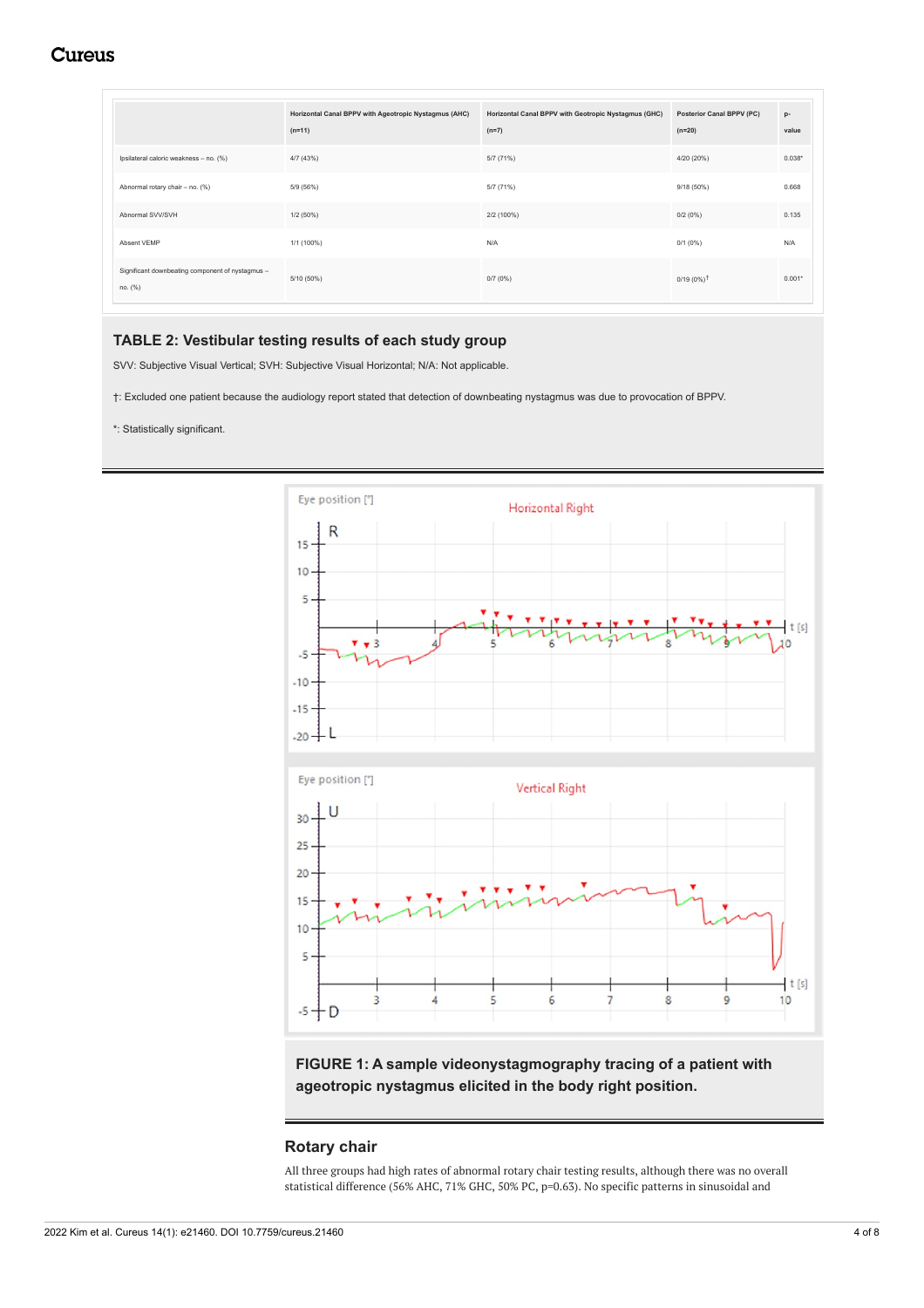| | Horizontal Canal BPPV with Ageotropic Nystagmus (AHC) (n=11) | Horizontal Canal BPPV with Geotropic Nystagmus (GHC) (n=7) | Posterior Canal BPPV (PC) (n=20) | p-value |
|---|---|---|---|---|
| Ipsilateral caloric weakness – no. (%) | 4/7 (43%) | 5/7 (71%) | 4/20 (20%) | 0.038* |
| Abnormal rotary chair – no. (%) | 5/9 (56%) | 5/7 (71%) | 9/18 (50%) | 0.668 |
| Abnormal SVV/SVH | 1/2 (50%) | 2/2 (100%) | 0/2 (0%) | 0.135 |
| Absent VEMP | 1/1 (100%) | N/A | 0/1 (0%) | N/A |
| Significant downbeating component of nystagmus – no. (%) | 5/10 (50%) | 0/7 (0%) | 0/19 (0%)† | 0.001* |

**TABLE 2: Vestibular testing results of each study group**

SVV: Subjective Visual Vertical; SVH: Subjective Visual Horizontal; N/A: Not applicable.

†: Excluded one patient because the audiology report stated that detection of downbeating nystagmus was due to provocation of BPPV.

*: Statistically significant.

**FIGURE 1: A sample videonystagmography tracing of a patient with ageotropic nystagmus elicited in the body right position.**

## Rotary chair

All three groups had high rates of abnormal rotary chair testing results, although there was no overall statistical difference (56% AHC, 71% GHC, 50% PC, p=0.63). No specific patterns in sinusoidal and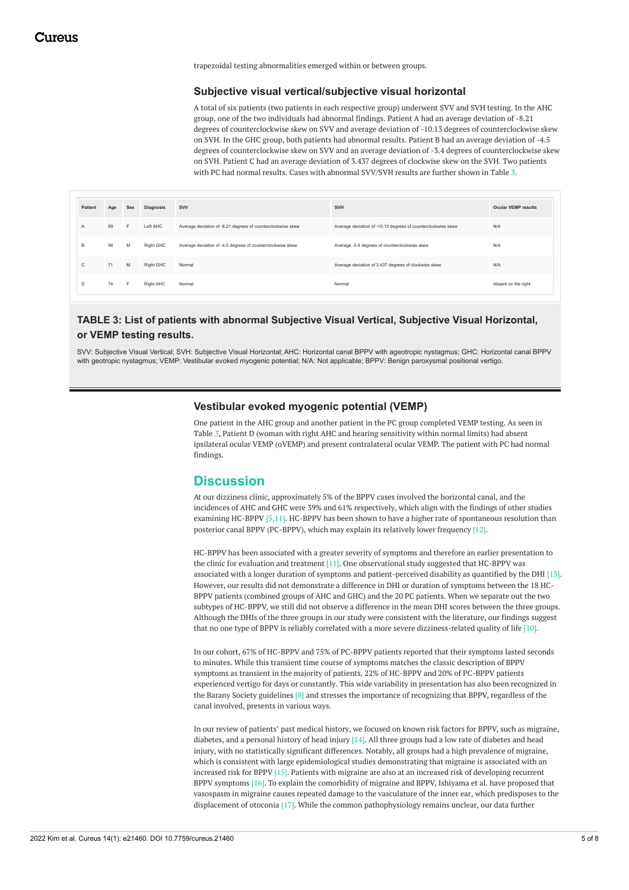trapezoidal testing abnormalities emerged within or between groups.

### Subjective visual vertical/subjective visual horizontal

A total of six patients (two patients in each respective group) underwent SVV and SVH testing. In the AHC group, one of the two individuals had abnormal findings. Patient A had an average deviation of -8.21 degrees of counterclockwise skew on SVV and average deviation of -10.13 degrees of counterclockwise skew on SVH. In the GHC group, both patients had abnormal results. Patient B had an average deviation of -4.5 degrees of counterclockwise skew on SVV and an average deviation of -3.4 degrees of counterclockwise skew on SVH. Patient C had an average deviation of 3.437 degrees of clockwise skew on the SVH. Two patients with PC had normal results. Cases with abnormal SVV/SVH results are further shown in Table 3.

| Patient | Age | Sex | Diagnosis | SVV | SVH | Ocular VEMP results |
|---|---|---|---|---|---|---|
| A | 69 | F | Left AHC | Average deviation of -8.21 degrees of counterclockwise skew | Average deviation of -10.13 degrees of counterclockwise skew | N/A |
| B | 56 | M | Right GHC | Average deviation of -4.5 degrees of counterclockwise skew | Average -3.4 degrees of counterclockwise skew | N/A |
| C | 71 | M | Right GHC | Normal | Average deviation of 3.437 degrees of clockwise skew | N/A |
| D | 74 | F | Right AHC | Normal | Normal | Absent on the right |

**TABLE 3: List of patients with abnormal Subjective Visual Vertical, Subjective Visual Horizontal, or VEMP testing results.**

SVV: Subjective Visual Vertical; SVH: Subjective Visual Horizontal; AHC: Horizontal canal BPPV with ageotropic nystagmus; GHC: Horizontal canal BPPV with geotropic nystagmus; VEMP: Vestibular evoked myogenic potential; N/A: Not applicable; BPPV: Benign paroxysmal positional vertigo.

### Vestibular evoked myogenic potential (VEMP)

One patient in the AHC group and another patient in the PC group completed VEMP testing. As seen in Table 3, Patient D (woman with right AHC and hearing sensitivity within normal limits) had absent ipsilateral ocular VEMP (oVEMP) and present contralateral ocular VEMP. The patient with PC had normal findings.

## Discussion

At our dizziness clinic, approximately 5% of the BPPV cases involved the horizontal canal, and the incidences of AHC and GHC were 39% and 61% respectively, which align with the findings of other studies examining HC-BPPV [5,11]. HC-BPPV has been shown to have a higher rate of spontaneous resolution than posterior canal BPPV (PC-BPPV), which may explain its relatively lower frequency [12].

HC-BPPV has been associated with a greater severity of symptoms and therefore an earlier presentation to the clinic for evaluation and treatment [11]. One observational study suggested that HC-BPPV was associated with a longer duration of symptoms and patient-perceived disability as quantified by the DHI [13]. However, our results did not demonstrate a difference in DHI or duration of symptoms between the 18 HC-BPPV patients (combined groups of AHC and GHC) and the 20 PC patients. When we separate out the two subtypes of HC-BPPV, we still did not observe a difference in the mean DHI scores between the three groups. Although the DHIs of the three groups in our study were consistent with the literature, our findings suggest that no one type of BPPV is reliably correlated with a more severe dizziness-related quality of life [10].

In our cohort, 67% of HC-BPPV and 75% of PC-BPPV patients reported that their symptoms lasted seconds to minutes. While this transient time course of symptoms matches the classic description of BPPV symptoms as transient in the majority of patients, 22% of HC-BPPV and 20% of PC-BPPV patients experienced vertigo for days or constantly. This wide variability in presentation has also been recognized in the Barany Society guidelines [8] and stresses the importance of recognizing that BPPV, regardless of the canal involved, presents in various ways.

In our review of patients' past medical history, we focused on known risk factors for BPPV, such as migraine, diabetes, and a personal history of head injury [14]. All three groups had a low rate of diabetes and head injury, with no statistically significant differences. Notably, all groups had a high prevalence of migraine, which is consistent with large epidemiological studies demonstrating that migraine is associated with an increased risk for BPPV [15]. Patients with migraine are also at an increased risk of developing recurrent BPPV symptoms [16]. To explain the comorbidity of migraine and BPPV, Ishiyama et al. have proposed that vasospasm in migraine causes repeated damage to the vasculature of the inner ear, which predisposes to the displacement of otoconia [17]. While the common pathophysiology remains unclear, our data further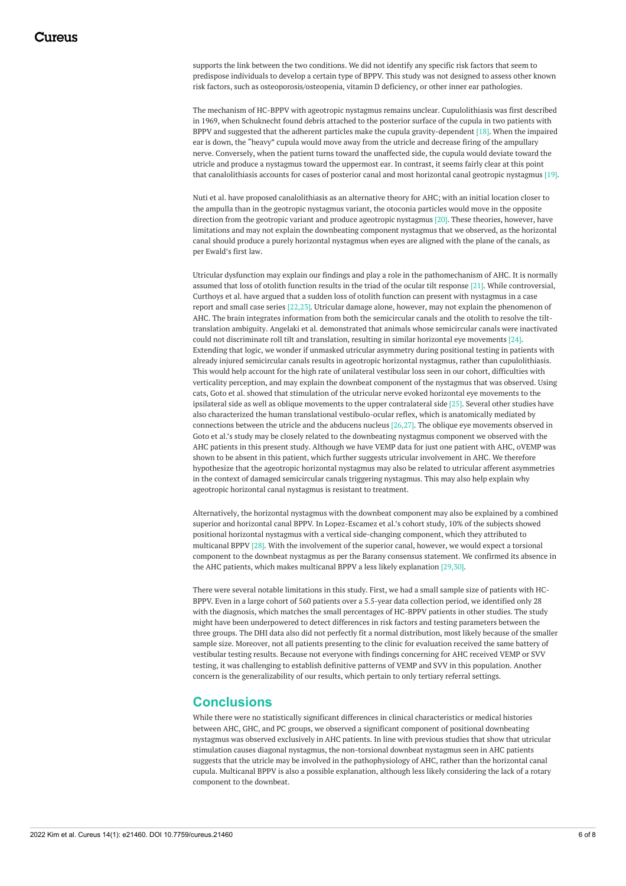supports the link between the two conditions. We did not identify any specific risk factors that seem to predispose individuals to develop a certain type of BPPV. This study was not designed to assess other known risk factors, such as osteoporosis/osteopenia, vitamin D deficiency, or other inner ear pathologies.

The mechanism of HC-BPPV with ageotropic nystagmus remains unclear. Cupulolithiasis was first described in 1969, when Schuknecht found debris attached to the posterior surface of the cupula in two patients with BPPV and suggested that the adherent particles make the cupula gravity-dependent [18]. When the impaired ear is down, the "heavy" cupula would move away from the utricle and decrease firing of the ampullary nerve. Conversely, when the patient turns toward the unaffected side, the cupula would deviate toward the utricle and produce a nystagmus toward the uppermost ear. In contrast, it seems fairly clear at this point that canalolithiasis accounts for cases of posterior canal and most horizontal canal geotropic nystagmus [19].

Nuti et al. have proposed canalolithiasis as an alternative theory for AHC; with an initial location closer to the ampulla than in the geotropic nystagmus variant, the otoconia particles would move in the opposite direction from the geotropic variant and produce ageotropic nystagmus [20]. These theories, however, have limitations and may not explain the downbeating component nystagmus that we observed, as the horizontal canal should produce a purely horizontal nystagmus when eyes are aligned with the plane of the canals, as per Ewald's first law.

Utricular dysfunction may explain our findings and play a role in the pathomechanism of AHC. It is normally assumed that loss of otolith function results in the triad of the ocular tilt response [21]. While controversial, Curthoys et al. have argued that a sudden loss of otolith function can present with nystagmus in a case report and small case series [22,23]. Utricular damage alone, however, may not explain the phenomenon of AHC. The brain integrates information from both the semicircular canals and the otolith to resolve the tilt-translation ambiguity. Angelaki et al. demonstrated that animals whose semicircular canals were inactivated could not discriminate roll tilt and translation, resulting in similar horizontal eye movements [24]. Extending that logic, we wonder if unmasked utricular asymmetry during positional testing in patients with already injured semicircular canals results in ageotropic horizontal nystagmus, rather than cupulolithiasis. This would help account for the high rate of unilateral vestibular loss seen in our cohort, difficulties with verticality perception, and may explain the downbeat component of the nystagmus that was observed. Using cats, Goto et al. showed that stimulation of the utricular nerve evoked horizontal eye movements to the ipsilateral side as well as oblique movements to the upper contralateral side [25]. Several other studies have also characterized the human translational vestibulo-ocular reflex, which is anatomically mediated by connections between the utricle and the abducens nucleus [26,27]. The oblique eye movements observed in Goto et al.'s study may be closely related to the downbeating nystagmus component we observed with the AHC patients in this present study. Although we have VEMP data for just one patient with AHC, oVEMP was shown to be absent in this patient, which further suggests utricular involvement in AHC. We therefore hypothesize that the ageotropic horizontal nystagmus may also be related to utricular afferent asymmetries in the context of damaged semicircular canals triggering nystagmus. This may also help explain why ageotropic horizontal canal nystagmus is resistant to treatment.

Alternatively, the horizontal nystagmus with the downbeat component may also be explained by a combined superior and horizontal canal BPPV. In Lopez-Escamez et al.'s cohort study, 10% of the subjects showed positional horizontal nystagmus with a vertical side-changing component, which they attributed to multicanal BPPV [28]. With the involvement of the superior canal, however, we would expect a torsional component to the downbeat nystagmus as per the Barany consensus statement. We confirmed its absence in the AHC patients, which makes multicanal BPPV a less likely explanation [29,30].

There were several notable limitations in this study. First, we had a small sample size of patients with HC-BPPV. Even in a large cohort of 560 patients over a 5.5-year data collection period, we identified only 28 with the diagnosis, which matches the small percentages of HC-BPPV patients in other studies. The study might have been underpowered to detect differences in risk factors and testing parameters between the three groups. The DHI data also did not perfectly fit a normal distribution, most likely because of the smaller sample size. Moreover, not all patients presenting to the clinic for evaluation received the same battery of vestibular testing results. Because not everyone with findings concerning for AHC received VEMP or SVV testing, it was challenging to establish definitive patterns of VEMP and SVV in this population. Another concern is the generalizability of our results, which pertain to only tertiary referral settings.

## Conclusions

While there were no statistically significant differences in clinical characteristics or medical histories between AHC, GHC, and PC groups, we observed a significant component of positional downbeating nystagmus was observed exclusively in AHC patients. In line with previous studies that show that utricular stimulation causes diagonal nystagmus, the non-torsional downbeat nystagmus seen in AHC patients suggests that the utricle may be involved in the pathophysiology of AHC, rather than the horizontal canal cupula. Multicanal BPPV is also a possible explanation, although less likely considering the lack of a rotary component to the downbeat.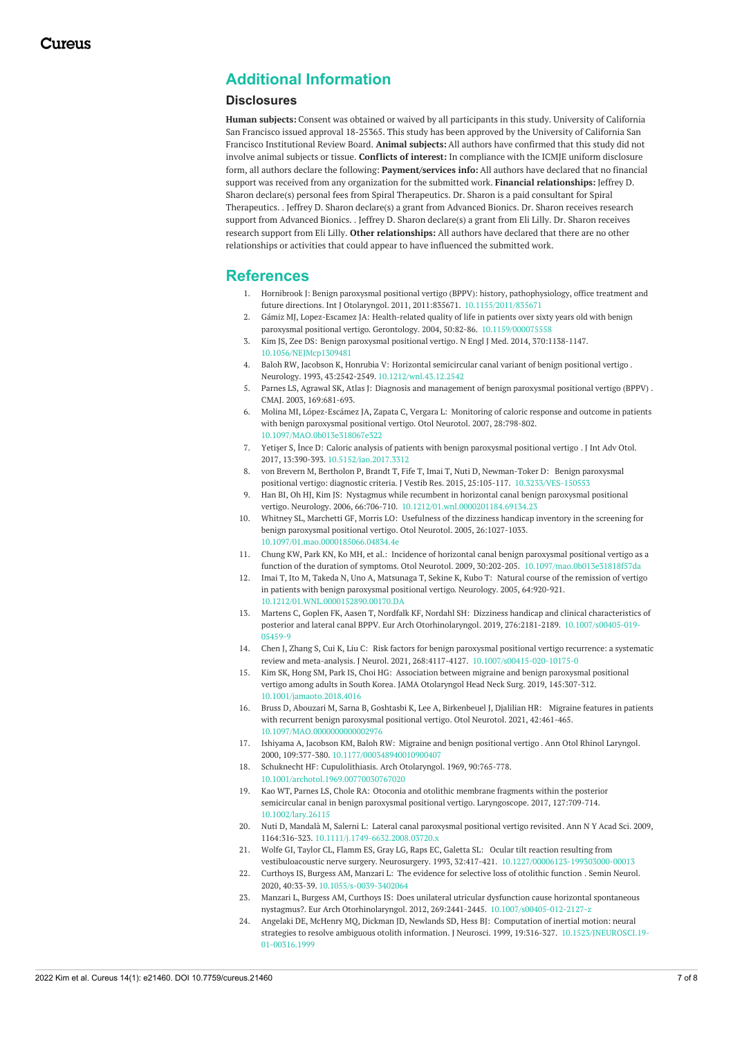## Additional Information

### Disclosures

**Human subjects:** Consent was obtained or waived by all participants in this study. University of California San Francisco issued approval 18-25365. This study has been approved by the University of California San Francisco Institutional Review Board. **Animal subjects:** All authors have confirmed that this study did not involve animal subjects or tissue. **Conflicts of interest:** In compliance with the ICMJE uniform disclosure form, all authors declare the following: **Payment/services info:** All authors have declared that no financial support was received from any organization for the submitted work. **Financial relationships:** Jeffrey D. Sharon declare(s) personal fees from Spiral Therapeutics. Dr. Sharon is a paid consultant for Spiral Therapeutics. . Jeffrey D. Sharon declare(s) a grant from Advanced Bionics. Dr. Sharon receives research support from Advanced Bionics. . Jeffrey D. Sharon declare(s) a grant from Eli Lilly. Dr. Sharon receives research support from Eli Lilly. **Other relationships:** All authors have declared that there are no other relationships or activities that could appear to have influenced the submitted work.

## References

1. Hornibrook J: Benign paroxysmal positional vertigo (BPPV): history, pathophysiology, office treatment and future directions. Int J Otolaryngol. 2011, 2011:835671. 10.1155/2011/835671
2. Gámiz MJ, Lopez-Escamez JA: Health-related quality of life in patients over sixty years old with benign paroxysmal positional vertigo. Gerontology. 2004, 50:82-86. 10.1159/000075558
3. Kim JS, Zee DS: Benign paroxysmal positional vertigo. N Engl J Med. 2014, 370:1138-1147. 10.1056/NEJMcp1309481
4. Baloh RW, Jacobson K, Honrubia V: Horizontal semicircular canal variant of benign positional vertigo . Neurology. 1993, 43:2542-2549. 10.1212/wnl.43.12.2542
5. Parnes LS, Agrawal SK, Atlas J: Diagnosis and management of benign paroxysmal positional vertigo (BPPV) . CMAJ. 2003, 169:681-693.
6. Molina MI, López-Escámez JA, Zapata C, Vergara L: Monitoring of caloric response and outcome in patients with benign paroxysmal positional vertigo. Otol Neurotol. 2007, 28:798-802. 10.1097/MAO.0b013e318067e322
7. Yetişer S, İnce D: Caloric analysis of patients with benign paroxysmal positional vertigo . J Int Adv Otol. 2017, 13:390-393. 10.5152/iao.2017.3312
8. von Brevern M, Bertholon P, Brandt T, Fife T, Imai T, Nuti D, Newman-Toker D: Benign paroxysmal positional vertigo: diagnostic criteria. J Vestib Res. 2015, 25:105-117. 10.3233/VES-150553
9. Han BI, Oh HJ, Kim JS: Nystagmus while recumbent in horizontal canal benign paroxysmal positional vertigo. Neurology. 2006, 66:706-710. 10.1212/01.wnl.0000201184.69134.23
10. Whitney SL, Marchetti GF, Morris LO: Usefulness of the dizziness handicap inventory in the screening for benign paroxysmal positional vertigo. Otol Neurotol. 2005, 26:1027-1033. 10.1097/01.mao.0000185066.04834.4e
11. Chung KW, Park KN, Ko MH, et al.: Incidence of horizontal canal benign paroxysmal positional vertigo as a function of the duration of symptoms. Otol Neurotol. 2009, 30:202-205. 10.1097/mao.0b013e31818f57da
12. Imai T, Ito M, Takeda N, Uno A, Matsunaga T, Sekine K, Kubo T: Natural course of the remission of vertigo in patients with benign paroxysmal positional vertigo. Neurology. 2005, 64:920-921. 10.1212/01.WNL.0000152890.00170.DA
13. Martens C, Goplen FK, Aasen T, Nordfalk KF, Nordahl SH: Dizziness handicap and clinical characteristics of posterior and lateral canal BPPV. Eur Arch Otorhinolaryngol. 2019, 276:2181-2189. 10.1007/s00405-019-05459-9
14. Chen J, Zhang S, Cui K, Liu C: Risk factors for benign paroxysmal positional vertigo recurrence: a systematic review and meta-analysis. J Neurol. 2021, 268:4117-4127. 10.1007/s00415-020-10175-0
15. Kim SK, Hong SM, Park IS, Choi HG: Association between migraine and benign paroxysmal positional vertigo among adults in South Korea. JAMA Otolaryngol Head Neck Surg. 2019, 145:307-312. 10.1001/jamaoto.2018.4016
16. Bruss D, Abouzari M, Sarna B, Goshtasbi K, Lee A, Birkenbeuel J, Djalilian HR: Migraine features in patients with recurrent benign paroxysmal positional vertigo. Otol Neurotol. 2021, 42:461-465. 10.1097/MAO.0000000000002976
17. Ishiyama A, Jacobson KM, Baloh RW: Migraine and benign positional vertigo . Ann Otol Rhinol Laryngol. 2000, 109:377-380. 10.1177/000348940010900407
18. Schuknecht HF: Cupulolithiasis. Arch Otolaryngol. 1969, 90:765-778. 10.1001/archotol.1969.00770030767020
19. Kao WT, Parnes LS, Chole RA: Otoconia and otolithic membrane fragments within the posterior semicircular canal in benign paroxysmal positional vertigo. Laryngoscope. 2017, 127:709-714. 10.1002/lary.26115
20. Nuti D, Mandalà M, Salerni L: Lateral canal paroxysmal positional vertigo revisited. Ann N Y Acad Sci. 2009, 1164:316-323. 10.1111/j.1749-6632.2008.03720.x
21. Wolfe GI, Taylor CL, Flamm ES, Gray LG, Raps EC, Galetta SL: Ocular tilt reaction resulting from vestibuloacoustic nerve surgery. Neurosurgery. 1993, 32:417-421. 10.1227/00006123-199303000-00013
22. Curthoys IS, Burgess AM, Manzari L: The evidence for selective loss of otolithic function . Semin Neurol. 2020, 40:33-39. 10.1055/s-0039-3402064
23. Manzari L, Burgess AM, Curthoys IS: Does unilateral utricular dysfunction cause horizontal spontaneous nystagmus?. Eur Arch Otorhinolaryngol. 2012, 269:2441-2445. 10.1007/s00405-012-2127-z
24. Angelaki DE, McHenry MQ, Dickman JD, Newlands SD, Hess BJ: Computation of inertial motion: neural strategies to resolve ambiguous otolith information. J Neurosci. 1999, 19:316-327. 10.1523/JNEUROSCI.19-01-00316.1999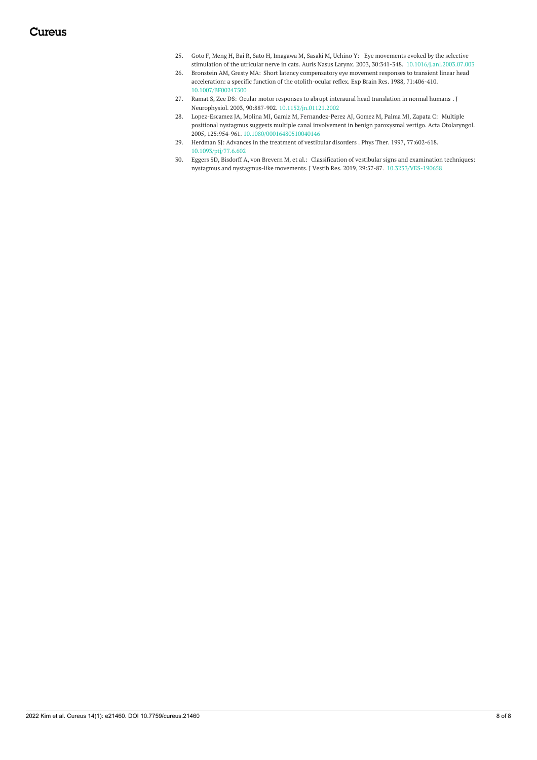25. Goto F, Meng H, Bai R, Sato H, Imagawa M, Sasaki M, Uchino Y: Eye movements evoked by the selective stimulation of the utricular nerve in cats. Auris Nasus Larynx. 2003, 30:341-348. 10.1016/j.anl.2003.07.003
26. Bronstein AM, Gresty MA: Short latency compensatory eye movement responses to transient linear head acceleration: a specific function of the otolith-ocular reflex. Exp Brain Res. 1988, 71:406-410. 10.1007/BF00247500
27. Ramat S, Zee DS: Ocular motor responses to abrupt interaural head translation in normal humans . J Neurophysiol. 2003, 90:887-902. 10.1152/jn.01121.2002
28. Lopez-Escamez JA, Molina MI, Gamiz M, Fernandez-Perez AJ, Gomez M, Palma MJ, Zapata C: Multiple positional nystagmus suggests multiple canal involvement in benign paroxysmal vertigo. Acta Otolaryngol. 2005, 125:954-961. 10.1080/00016480510040146
29. Herdman SJ: Advances in the treatment of vestibular disorders . Phys Ther. 1997, 77:602-618. 10.1093/ptj/77.6.602
30. Eggers SD, Bisdorff A, von Brevern M, et al.: Classification of vestibular signs and examination techniques: nystagmus and nystagmus-like movements. J Vestib Res. 2019, 29:57-87. 10.3233/VES-190658